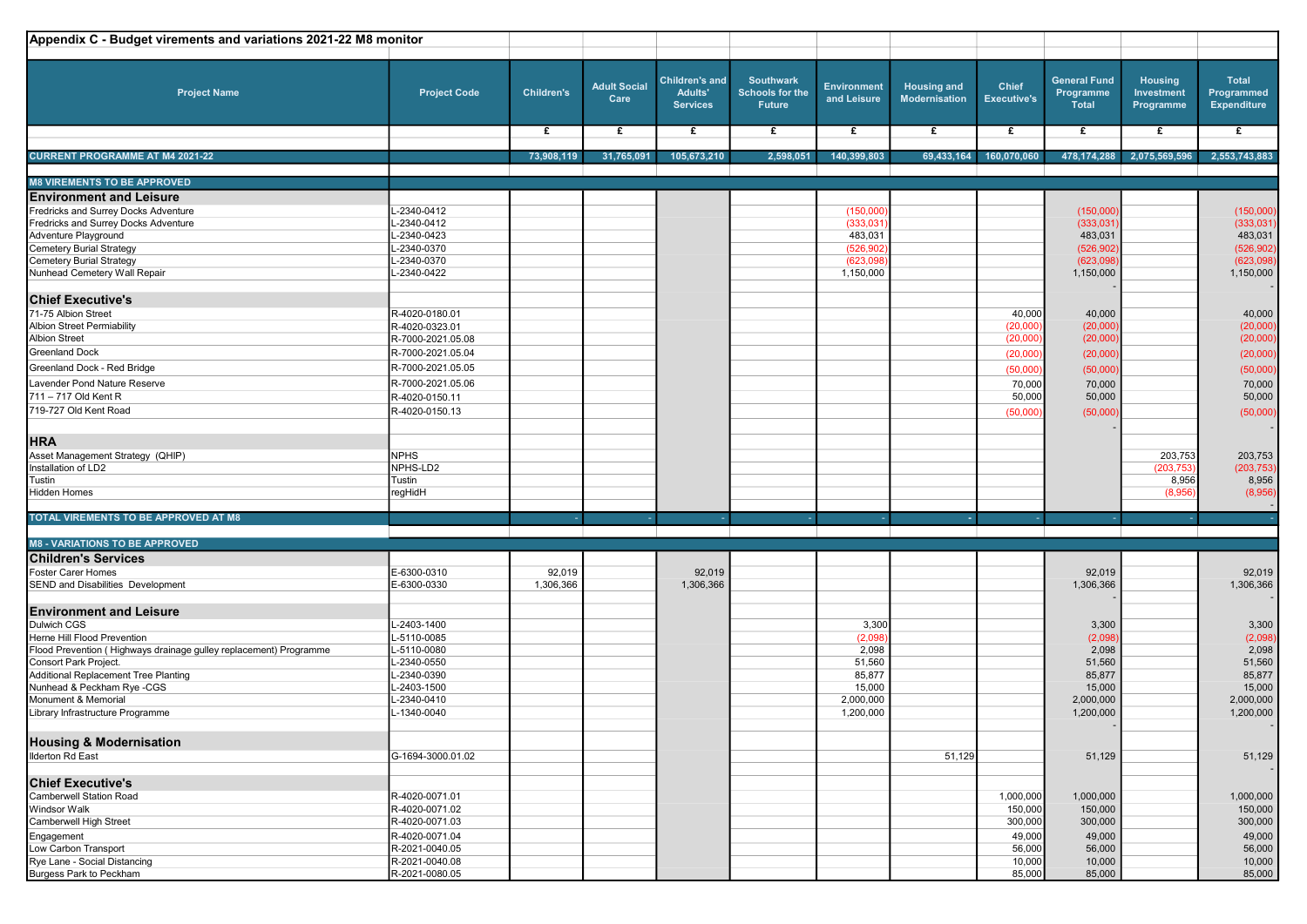## Appendix C - Budget virements and variations 2021-22 M8 monitor

| Project Name | Project Code | Children's | Adult Social Care | Children's and Adults' Services | Southwark Schools for the Future | Environment and Leisure | Housing and Modernisation | Chief Executive's | General Fund Programme Total | Housing Investment Programme | Total Programmed Expenditure |
|---|---|---|---|---|---|---|---|---|---|---|---|
| | | £ | £ | £ | £ | £ | £ | £ | £ | £ | £ |
| **CURRENT PROGRAMME AT M4 2021-22** | | 73,908,119 | 31,765,091 | 105,673,210 | 2,598,051 | 140,399,803 | 69,433,164 | 160,070,060 | 478,174,288 | 2,075,569,596 | 2,553,743,883 |
| **M8 VIREMENTS TO BE APPROVED** | | | | | | | | | | | |
| **Environment and Leisure** | | | | | | | | | | | |
| Fredricks and Surrey Docks Adventure | L-2340-0412 | | | | | (150,000) | | | (150,000) | | (150,000) |
| Fredricks and Surrey Docks Adventure | L-2340-0412 | | | | | (333,031) | | | (333,031) | | (333,031) |
| Adventure Playground | L-2340-0423 | | | | | 483,031 | | | 483,031 | | 483,031 |
| Cemetery Burial Strategy | L-2340-0370 | | | | | (526,902) | | | (526,902) | | (526,902) |
| Cemetery Burial Strategy | L-2340-0370 | | | | | (623,098) | | | (623,098) | | (623,098) |
| Nunhead Cemetery Wall Repair | L-2340-0422 | | | | | 1,150,000 | | | 1,150,000 | | 1,150,000 |
| | | | | | | | | | - | | - |
| **Chief Executive's** | | | | | | | | | | | |
| 71-75 Albion Street | R-4020-0180.01 | | | | | | | 40,000 | 40,000 | | 40,000 |
| Albion Street Permiability | R-4020-0323.01 | | | | | | | (20,000) | (20,000) | | (20,000) |
| Albion Street | R-7000-2021.05.08 | | | | | | | (20,000) | (20,000) | | (20,000) |
| Greenland Dock | R-7000-2021.05.04 | | | | | | | (20,000) | (20,000) | | (20,000) |
| Greenland Dock - Red Bridge | R-7000-2021.05.05 | | | | | | | (50,000) | (50,000) | | (50,000) |
| Lavender Pond Nature Reserve | R-7000-2021.05.06 | | | | | | | 70,000 | 70,000 | | 70,000 |
| 711 – 717 Old Kent R | R-4020-0150.11 | | | | | | | 50,000 | 50,000 | | 50,000 |
| 719-727 Old Kent Road | R-4020-0150.13 | | | | | | | (50,000) | (50,000) | | (50,000) |
| | | | | | | | | | - | | - |
| **HRA** | | | | | | | | | | | |
| Asset Management Strategy (QHIP) | NPHS | | | | | | | | | 203,753 | 203,753 |
| Installation of LD2 | NPHS-LD2 | | | | | | | | | (203,753) | (203,753) |
| Tustin | Tustin | | | | | | | | | 8,956 | 8,956 |
| Hidden Homes | regHidH | | | | | | | | | (8,956) | (8,956) |
| | | | | | | | | | | | - |
| **TOTAL VIREMENTS TO BE APPROVED AT M8** | | - | - | - | - | - | - | - | - | - | - |
| **M8 - VARIATIONS TO BE APPROVED** | | | | | | | | | | | |
| **Children's Services** | | | | | | | | | | | |
| Foster Carer Homes | E-6300-0310 | 92,019 | | 92,019 | | | | | 92,019 | | 92,019 |
| SEND and Disabilities Development | E-6300-0330 | 1,306,366 | | 1,306,366 | | | | | 1,306,366 | | 1,306,366 |
| | | | | | | | | | - | | - |
| **Environment and Leisure** | | | | | | | | | | | |
| Dulwich CGS | L-2403-1400 | | | | | 3,300 | | | 3,300 | | 3,300 |
| Herne Hill Flood Prevention | L-5110-0085 | | | | | (2,098) | | | (2,098) | | (2,098) |
| Flood Prevention ( Highways drainage gulley replacement) Programme | L-5110-0080 | | | | | 2,098 | | | 2,098 | | 2,098 |
| Consort Park Project. | L-2340-0550 | | | | | 51,560 | | | 51,560 | | 51,560 |
| Additional Replacement Tree Planting | L-2340-0390 | | | | | 85,877 | | | 85,877 | | 85,877 |
| Nunhead & Peckham Rye -CGS | L-2403-1500 | | | | | 15,000 | | | 15,000 | | 15,000 |
| Monument & Memorial | L-2340-0410 | | | | | 2,000,000 | | | 2,000,000 | | 2,000,000 |
| Library Infrastructure Programme | L-1340-0040 | | | | | 1,200,000 | | | 1,200,000 | | 1,200,000 |
| | | | | | | | | | - | | - |
| **Housing & Modernisation** | | | | | | | | | | | |
| Ilderton Rd East | G-1694-3000.01.02 | | | | | | 51,129 | | 51,129 | | 51,129 |
| | | | | | | | | | | | - |
| **Chief Executive's** | | | | | | | | | | | |
| Camberwell Station Road | R-4020-0071.01 | | | | | | | 1,000,000 | 1,000,000 | | 1,000,000 |
| Windsor Walk | R-4020-0071.02 | | | | | | | 150,000 | 150,000 | | 150,000 |
| Camberwell High Street | R-4020-0071.03 | | | | | | | 300,000 | 300,000 | | 300,000 |
| Engagement | R-4020-0071.04 | | | | | | | 49,000 | 49,000 | | 49,000 |
| Low Carbon Transport | R-2021-0040.05 | | | | | | | 56,000 | 56,000 | | 56,000 |
| Rye Lane - Social Distancing | R-2021-0040.08 | | | | | | | 10,000 | 10,000 | | 10,000 |
| Burgess Park to Peckham | R-2021-0080.05 | | | | | | | 85,000 | 85,000 | | 85,000 |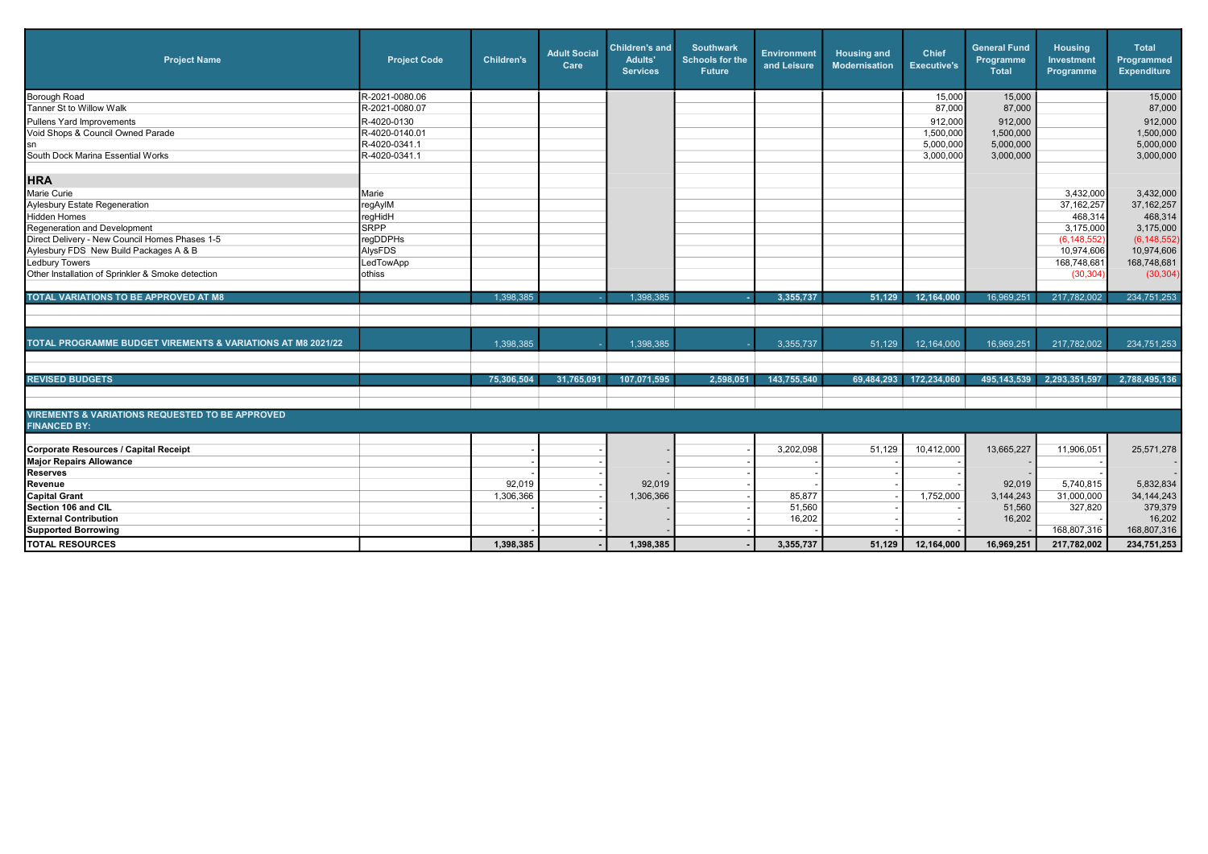| Project Name | Project Code | Children's | Adult Social Care | Children's and Adults' Services | Southwark Schools for the Future | Environment and Leisure | Housing and Modernisation | Chief Executive's | General Fund Programme Total | Housing Investment Programme | Total Programmed Expenditure |
|---|---|---|---|---|---|---|---|---|---|---|---|
| Borough Road | R-2021-0080.06 | | | | | | | 15,000 | 15,000 | | 15,000 |
| Tanner St to Willow Walk | R-2021-0080.07 | | | | | | | 87,000 | 87,000 | | 87,000 |
| Pullens Yard Improvements | R-4020-0130 | | | | | | | 912,000 | 912,000 | | 912,000 |
| Void Shops & Council Owned Parade | R-4020-0140.01 | | | | | | | 1,500,000 | 1,500,000 | | 1,500,000 |
| sn | R-4020-0341.1 | | | | | | | 5,000,000 | 5,000,000 | | 5,000,000 |
| South Dock Marina Essential Works | R-4020-0341.1 | | | | | | | 3,000,000 | 3,000,000 | | 3,000,000 |
| **HRA** | | | | | | | | | | | |
| Marie Curie | Marie | | | | | | | | | 3,432,000 | 3,432,000 |
| Aylesbury Estate Regeneration | regAylM | | | | | | | | | 37,162,257 | 37,162,257 |
| Hidden Homes | regHidH | | | | | | | | | 468,314 | 468,314 |
| Regeneration and Development | SRPP | | | | | | | | | 3,175,000 | 3,175,000 |
| Direct Delivery - New Council Homes Phases 1-5 | regDDPHs | | | | | | | | | (6,148,552) | (6,148,552) |
| Aylesbury FDS New Build Packages A & B | AlysFDS | | | | | | | | | 10,974,606 | 10,974,606 |
| Ledbury Towers | LedTowApp | | | | | | | | | 168,748,681 | 168,748,681 |
| Other Installation of Sprinkler & Smoke detection | othiss | | | | | | | | | (30,304) | (30,304) |
| **TOTAL VARIATIONS TO BE APPROVED AT M8** | | 1,398,385 | - | 1,398,385 | - | 3,355,737 | 51,129 | 12,164,000 | 16,969,251 | 217,782,002 | 234,751,253 |
| **TOTAL PROGRAMME BUDGET VIREMENTS & VARIATIONS AT M8 2021/22** | | 1,398,385 | - | 1,398,385 | - | 3,355,737 | 51,129 | 12,164,000 | 16,969,251 | 217,782,002 | 234,751,253 |
| **REVISED BUDGETS** | | 75,306,504 | 31,765,091 | 107,071,595 | 2,598,051 | 143,755,540 | 69,484,293 | 172,234,060 | 495,143,539 | 2,293,351,597 | 2,788,495,136 |
| **VIREMENTS & VARIATIONS REQUESTED TO BE APPROVED FINANCED BY:** | | | | | | | | | | | |
| **Corporate Resources / Capital Receipt** | | - | - | - | - | 3,202,098 | 51,129 | 10,412,000 | 13,665,227 | 11,906,051 | 25,571,278 |
| **Major Repairs Allowance** | | - | - | - | - | - | - | - | - | - | - |
| **Reserves** | | - | - | - | - | - | - | - | - | - | - |
| **Revenue** | | 92,019 | - | 92,019 | - | - | - | - | 92,019 | 5,740,815 | 5,832,834 |
| **Capital Grant** | | 1,306,366 | - | 1,306,366 | - | 85,877 | - | 1,752,000 | 3,144,243 | 31,000,000 | 34,144,243 |
| **Section 106 and CIL** | | - | - | - | - | 51,560 | - | - | 51,560 | 327,820 | 379,379 |
| **External Contribution** | | - | - | - | - | 16,202 | - | - | 16,202 | - | 16,202 |
| **Supported Borrowing** | | - | - | - | - | - | - | - | - | 168,807,316 | 168,807,316 |
| **TOTAL RESOURCES** | | **1,398,385** | **-** | **1,398,385** | **-** | **3,355,737** | **51,129** | **12,164,000** | **16,969,251** | **217,782,002** | **234,751,253** |